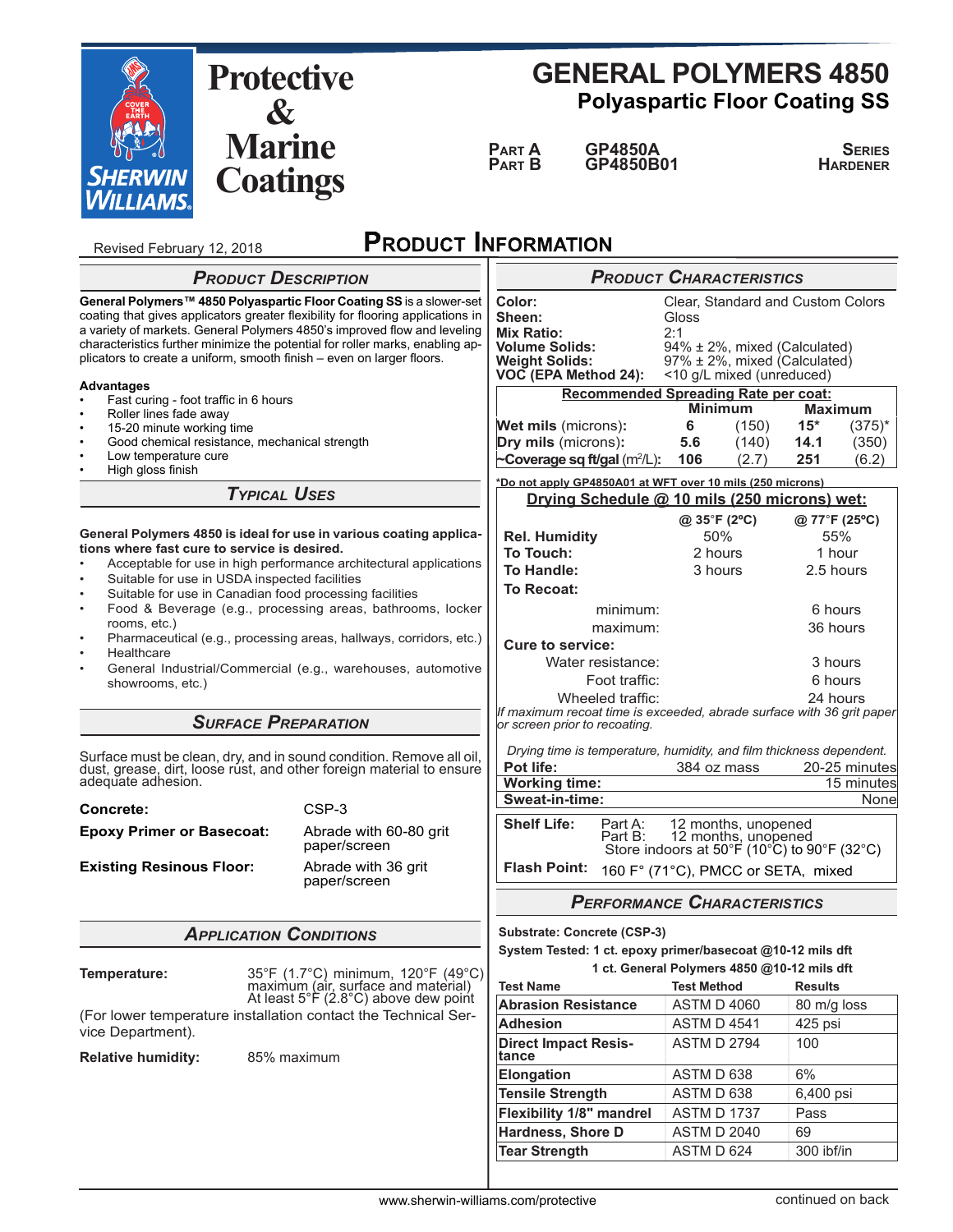# Protective & Marine Coatings

# GENERAL POLYMERS 4850

## Polyaspartic Floor Coating SS

| | | |
|---|---|---|
| PART A | GP4850A | SERIES |
| PART B | GP4850B01 | HARDENER |

Revised February 12, 2018

# PRODUCT INFORMATION

## PRODUCT DESCRIPTION

**General Polymers™ 4850 Polyaspartic Floor Coating SS** is a slower-set coating that gives applicators greater flexibility for flooring applications in a variety of markets. General Polymers 4850's improved flow and leveling characteristics further minimize the potential for roller marks, enabling applicators to create a uniform, smooth finish – even on larger floors.

**Advantages**

- Fast curing - foot traffic in 6 hours
- Roller lines fade away
- 15-20 minute working time
- Good chemical resistance, mechanical strength
- Low temperature cure
- High gloss finish

## TYPICAL USES

**General Polymers 4850 is ideal for use in various coating applications where fast cure to service is desired.**

- Acceptable for use in high performance architectural applications
- Suitable for use in USDA inspected facilities
- Suitable for use in Canadian food processing facilities
- Food & Beverage (e.g., processing areas, bathrooms, locker rooms, etc.)
- Pharmaceutical (e.g., processing areas, hallways, corridors, etc.)
- Healthcare
- General Industrial/Commercial (e.g., warehouses, automotive showrooms, etc.)

## SURFACE PREPARATION

Surface must be clean, dry, and in sound condition. Remove all oil, dust, grease, dirt, loose rust, and other foreign material to ensure adequate adhesion.

| | |
|---|---|
| **Concrete:** | CSP-3 |
| **Epoxy Primer or Basecoat:** | Abrade with 60-80 grit paper/screen |
| **Existing Resinous Floor:** | Abrade with 36 grit paper/screen |

## APPLICATION CONDITIONS

**Temperature:** 35°F (1.7°C) minimum, 120°F (49°C) maximum (air, surface and material) At least 5°F (2.8°C) above dew point

(For lower temperature installation contact the Technical Service Department).

**Relative humidity:** 85% maximum

## PRODUCT CHARACTERISTICS

| | |
|---|---|
| **Color:** | Clear, Standard and Custom Colors |
| **Sheen:** | Gloss |
| **Mix Ratio:** | 2:1 |
| **Volume Solids:** | 94% ± 2%, mixed (Calculated) |
| **Weight Solids:** | 97% ± 2%, mixed (Calculated) |
| **VOC (EPA Method 24):** | <10 g/L mixed (unreduced) |

**Recommended Spreading Rate per coat:**

| | Minimum | | Maximum | |
|---|---|---|---|---|
| **Wet mils** (microns): | 6 | (150) | 15* | (375)* |
| **Dry mils** (microns): | 5.6 | (140) | 14.1 | (350) |
| **~Coverage sq ft/gal** ($m^2$/L): | 106 | (2.7) | 251 | (6.2) |

***Do not apply GP4850A01 at WFT over 10 mils (250 microns)**

**Drying Schedule @ 10 mils (250 microns) wet:**

| | @ 35°F (2°C) | @ 77°F (25°C) |
|---|---|---|
| **Rel. Humidity** | 50% | 55% |
| **To Touch:** | 2 hours | 1 hour |
| **To Handle:** | 3 hours | 2.5 hours |
| **To Recoat:** | | |
| minimum: | | 6 hours |
| maximum: | | 36 hours |
| **Cure to service:** | | |
| Water resistance: | | 3 hours |
| Foot traffic: | | 6 hours |
| Wheeled traffic: | | 24 hours |

*If maximum recoat time is exceeded, abrade surface with 36 grit paper or screen prior to recoating.*

*Drying time is temperature, humidity, and film thickness dependent.*

| | | |
|---|---|---|
| **Pot life:** | 384 oz mass | 20-25 minutes |
| **Working time:** | | 15 minutes |
| **Sweat-in-time:** | | None |

**Shelf Life:** Part A: 12 months, unopened
Part B: 12 months, unopened
Store indoors at 50°F (10°C) to 90°F (32°C)

**Flash Point:** 160 F° (71°C), PMCC or SETA, mixed

## PERFORMANCE CHARACTERISTICS

**Substrate: Concrete (CSP-3)**

**System Tested: 1 ct. epoxy primer/basecoat @10-12 mils dft**
**1 ct. General Polymers 4850 @10-12 mils dft**

| Test Name | Test Method | Results |
|---|---|---|
| **Abrasion Resistance** | ASTM D 4060 | 80 m/g loss |
| **Adhesion** | ASTM D 4541 | 425 psi |
| **Direct Impact Resistance** | ASTM D 2794 | 100 |
| **Elongation** | ASTM D 638 | 6% |
| **Tensile Strength** | ASTM D 638 | 6,400 psi |
| **Flexibility 1/8" mandrel** | ASTM D 1737 | Pass |
| **Hardness, Shore D** | ASTM D 2040 | 69 |
| **Tear Strength** | ASTM D 624 | 300 ibf/in |

www.sherwin-williams.com/protective

continued on back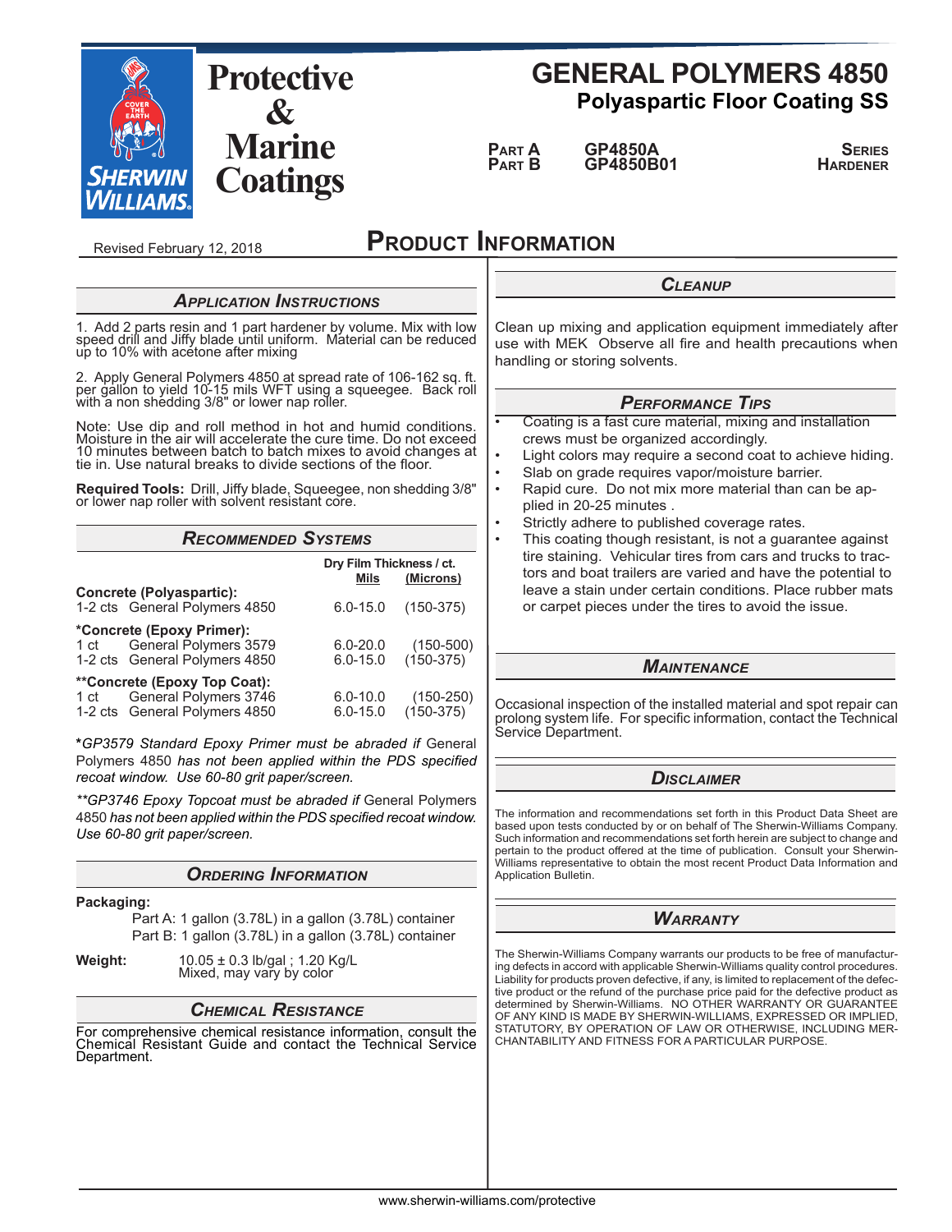# GENERAL POLYMERS 4850

## Polyaspartic Floor Coating SS

| | | |
|---|---|---|
| PART A | GP4850A | SERIES |
| PART B | GP4850B01 | HARDENER |

Revised February 12, 2018

# PRODUCT INFORMATION

## APPLICATION INSTRUCTIONS

1. Add 2 parts resin and 1 part hardener by volume. Mix with low speed drill and Jiffy blade until uniform. Material can be reduced up to 10% with acetone after mixing

2. Apply General Polymers 4850 at spread rate of 106-162 sq. ft. per gallon to yield 10-15 mils WFT using a squeegee. Back roll with a non shedding 3/8" or lower nap roller.

Note: Use dip and roll method in hot and humid conditions. Moisture in the air will accelerate the cure time. Do not exceed 10 minutes between batch to batch mixes to avoid changes at tie in. Use natural breaks to divide sections of the floor.

**Required Tools:** Drill, Jiffy blade, Squeegee, non shedding 3/8" or lower nap roller with solvent resistant core.

## RECOMMENDED SYSTEMS

| | Dry Film Thickness / ct. Mils | (Microns) |
|---|---|---|
| **Concrete (Polyaspartic):** | | |
| 1-2 cts General Polymers 4850 | 6.0-15.0 | (150-375) |
| ***Concrete (Epoxy Primer):** | | |
| 1 ct General Polymers 3579 | 6.0-20.0 | (150-500) |
| 1-2 cts General Polymers 4850 | 6.0-15.0 | (150-375) |
| ****Concrete (Epoxy Top Coat):** | | |
| 1 ct General Polymers 3746 | 6.0-10.0 | (150-250) |
| 1-2 cts General Polymers 4850 | 6.0-15.0 | (150-375) |

***GP3579 Standard Epoxy Primer must be abraded if** General Polymers 4850 *has not been applied within the PDS specified recoat window. Use 60-80 grit paper/screen.*

*\*\*GP3746 Epoxy Topcoat must be abraded if* General Polymers 4850 *has not been applied within the PDS specified recoat window. Use 60-80 grit paper/screen.*

## ORDERING INFORMATION

**Packaging:**

Part A: 1 gallon (3.78L) in a gallon (3.78L) container
Part B: 1 gallon (3.78L) in a gallon (3.78L) container

**Weight:** 10.05 ± 0.3 lb/gal ; 1.20 Kg/L
Mixed, may vary by color

## CHEMICAL RESISTANCE

For comprehensive chemical resistance information, consult the Chemical Resistant Guide and contact the Technical Service Department.

## CLEANUP

Clean up mixing and application equipment immediately after use with MEK Observe all fire and health precautions when handling or storing solvents.

## PERFORMANCE TIPS

- Coating is a fast cure material, mixing and installation crews must be organized accordingly.
- Light colors may require a second coat to achieve hiding.
- Slab on grade requires vapor/moisture barrier.
- Rapid cure. Do not mix more material than can be applied in 20-25 minutes .
- Strictly adhere to published coverage rates.
- This coating though resistant, is not a guarantee against tire staining. Vehicular tires from cars and trucks to tractors and boat trailers are varied and have the potential to leave a stain under certain conditions. Place rubber mats or carpet pieces under the tires to avoid the issue.

## MAINTENANCE

Occasional inspection of the installed material and spot repair can prolong system life. For specific information, contact the Technical Service Department.

## DISCLAIMER

The information and recommendations set forth in this Product Data Sheet are based upon tests conducted by or on behalf of The Sherwin-Williams Company. Such information and recommendations set forth herein are subject to change and pertain to the product offered at the time of publication. Consult your Sherwin-Williams representative to obtain the most recent Product Data Information and Application Bulletin.

## WARRANTY

The Sherwin-Williams Company warrants our products to be free of manufacturing defects in accord with applicable Sherwin-Williams quality control procedures. Liability for products proven defective, if any, is limited to replacement of the defective product or the refund of the purchase price paid for the defective product as determined by Sherwin-Williams. NO OTHER WARRANTY OR GUARANTEE OF ANY KIND IS MADE BY SHERWIN-WILLIAMS, EXPRESSED OR IMPLIED, STATUTORY, BY OPERATION OF LAW OR OTHERWISE, INCLUDING MERCHANTABILITY AND FITNESS FOR A PARTICULAR PURPOSE.

www.sherwin-williams.com/protective